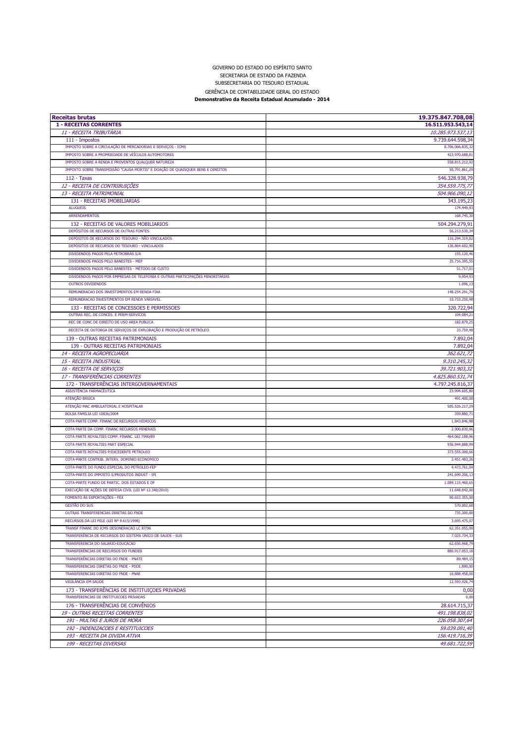GOVERNO DO ESTADO DO ESPÍRITO SANTO
SECRETARIA DE ESTADO DA FAZENDA
SUBSECRETARIA DO TESOURO ESTADUAL
GERÊNCIA DE CONTABILIDADE GERAL DO ESTADO

**Demonstrativo da Receita Estadual Acumulado - 2014**

| **Receitas brutas** | **19.375.847.708,08** |
|---|---|
| **1 - RECEITAS CORRENTES** | **16.511.953.543,14** |
| *11 - RECEITA TRIBUTÁRIA* | *10.285.973.537,13* |
| 111 - Impostos | 9.739.644.598,34 |
| IMPOSTO SOBRE A CIRCULAÇÃO DE MERCADORIAS E SERVIÇOS - ICMS | 8.706.066.835,32 |
| IMPOSTO SOBRE A PROPRIEDADE DE VEÍCULOS AUTOMOTORES | 423.970.688,81 |
| IMPOSTO SOBRE A RENDA E PROVENTOS QUALQUER NATUREZA | 558.815.212,92 |
| IMPOSTO SOBRE TRANSMISSÃO "CAUSA MORTIS" E DOAÇÃO DE QUAISQUER BENS E DIREITOS | 50.791.861,29 |
| 112 - Taxas | 546.328.938,79 |
| *12 - RECEITA DE CONTRIBUIÇÕES* | *354.559.775,77* |
| *13 - RECEITA PATRIMONIAL* | *504.966.090,12* |
| 131 - RECEITAS IMOBILIARIAS | 343.195,23 |
| ALUGUEIS | 174.449,93 |
| ARRENDAMENTOS | 168.745,30 |
| 132 - RECEITAS DE VALORES MOBILIARIOS | 504.294.279,91 |
| DEPÓSITOS DE RECURSOS DE OUTRAS FONTES | 56.213.530,34 |
| DEPÓSITOS DE RECURSOS DO TESOURO - NÃO VINCULADOS | 116.294.319,82 |
| DEPÓSITOS DE RECURSOS DO TESOURO - VINCULADOS | 136.864.602,90 |
| DIVIDENDOS PAGOS PELA PETROBRÁS S/A | 155.120,46 |
| DIVIDENDOS PAGOS PELO BANESTES - MEP | 35.716.395,55 |
| DIVIDENDOS PAGOS PELO BANESTES - MÉTODO DE CUSTO | 51.717,01 |
| DIVIDENDOS PAGOS POR EMPRESAS DE TELEFONIA E OUTRAS PARTICIPAÇÕES MINORITÁRIAS | 9.954,93 |
| OUTROS DIVIDENDOS | 1.096,13 |
| REMUNERACAO DOS INVESTIMENTOS EM RENDA FIXA | 148.254.291,79 |
| REMUNERACAO INVESTIMENTOS EM RENDA VARIAVEL | 10.733.250,98 |
| 133 - RECEITAS DE CONCESSOES E PERMISSOES | 320.722,94 |
| OUTRAS REC. DE CONCES. E PERM-SERVICOS | 104.084,21 |
| REC DE CONC DE DIREITO DE USO AREA PUBLICA | 182.879,25 |
| RECEITA DE OUTORGA DE SERVIÇOS DE EXPLORAÇÃO E PRODUÇÃO DE PETRÓLEO | 33.759,48 |
| 139 - OUTRAS RECEITAS PATRIMONIAIS | 7.892,04 |
| 139 - OUTRAS RECEITAS PATRIMONIAIS | 7.892,04 |
| *14 - RECEITA AGROPECUÁRIA* | *362.621,72* |
| *15 - RECEITA INDUSTRIAL* | *9.310.245,32* |
| *16 - RECEITA DE SERVIÇOS* | *39.721.903,32* |
| *17 - TRANSFERÊNCIAS CORRENTES* | *4.825.860.531,74* |
| 172 - TRANSFERÊNCIAS INTERGOVERNAMENTAIS | 4.797.245.816,37 |
| ASSISTÊNCIA FARMACÊUTICA | 23.994.605,80 |
| ATENÇÃO BÁSICA | 491.400,00 |
| ATENÇÃO MAC AMBULATORIAL E HOSPITALAR | 505.526.217,29 |
| BOLSA FAMILIA LEI 10836/2004 | 359.880,71 |
| COTA PARTE COMP. FINANC DE RECURSOS HIDRICOS | 1.843.846,98 |
| COTA PARTE DA COMP. FINANC RECURSOS MINERAIS | 2.900.830,96 |
| COTA PARTE ROYALTIES COMP. FINANC. LEI 7990/89 | 464.062.188,96 |
| COTA PARTE ROYALTIES PART ESPECIAL | 936.944.888,99 |
| COTA PARTE ROYALTIES P/EXCEDENTE PETROLEO | 373.555.300,66 |
| COTA-PARTE CONTRIB. INTERV. DOMINIO ECONOMICO | 2.451.483,26 |
| COTA-PARTE DO FUNDO ESPECIAL DO PETROLEO-FEP | 4.473.761,04 |
| COTA-PARTE DO IMPOSTO S/PRODUTOS INDUST - IPI | 241.699.206,13 |
| COTA-PARTE FUNDO DE PARTIC. DOS ESTADOS E DF | 1.089.115.460,65 |
| EXECUÇÃO DE AÇÕES DE DEFESA CIVIL (LEI Nº 12.340/2010) | 11.648.042,00 |
| FOMENTO ÀS EXPORTAÇÕES - FEX | 90.653.355,00 |
| GESTÃO DO SUS | 570.002,68 |
| OUTRAS TRANSFERENCIAS DIRETAS DO FNDE | 735.300,00 |
| RECURSOS DA LEI PELE (LEI Nº 9.615/1998) | 3.695.475,07 |
| TRANSF FINANC DO ICMS DESONERACAO LC 87/96 | 62.351.055,00 |
| TRANSFERÊNCIA DE RECURSOS DO SISTEMA ÚNICO DE SAÚDE - SUS | 7.025.734,33 |
| TRANSFERENCIA DO SALARIO-EDUCACAO | 62.656.968,79 |
| TRANSFERÊNCIAS DE RECURSOS DO FUNDEB | 880.917.053,18 |
| TRANSFERÊNCIAS DIRETAS DO FNDE - PNATE | 89.484,15 |
| TRANSFERENCIAS DIRETAS DO FNDE - PDDE | 1.890,00 |
| TRANSFERENCIAS DIRETAS DO FNDE - PNAE | 16.888.458,00 |
| VIGILÂNCIA EM SAÚDE | 12.593.926,74 |
| 173 - TRANSFERÊNCIAS DE INSTITUIÇOES PRIVADAS | 0,00 |
| TRANSFERENCIAS DE INSTITUICOES PRIVADAS | 0,00 |
| 176 - TRANSFERÊNCIAS DE CONVÊNIOS | 28.614.715,37 |
| *19 - OUTRAS RECEITAS CORRENTES* | *491.198.838,02* |
| *191 - MULTAS E JUROS DE MORA* | *226.058.307,64* |
| *192 - INDENIZACOES E RESTITUICOES* | *59.039.091,40* |
| *193 - RECEITA DA DIVIDA ATIVA* | *156.419.716,39* |
| *199 - RECEITAS DIVERSAS* | *49.681.722,59* |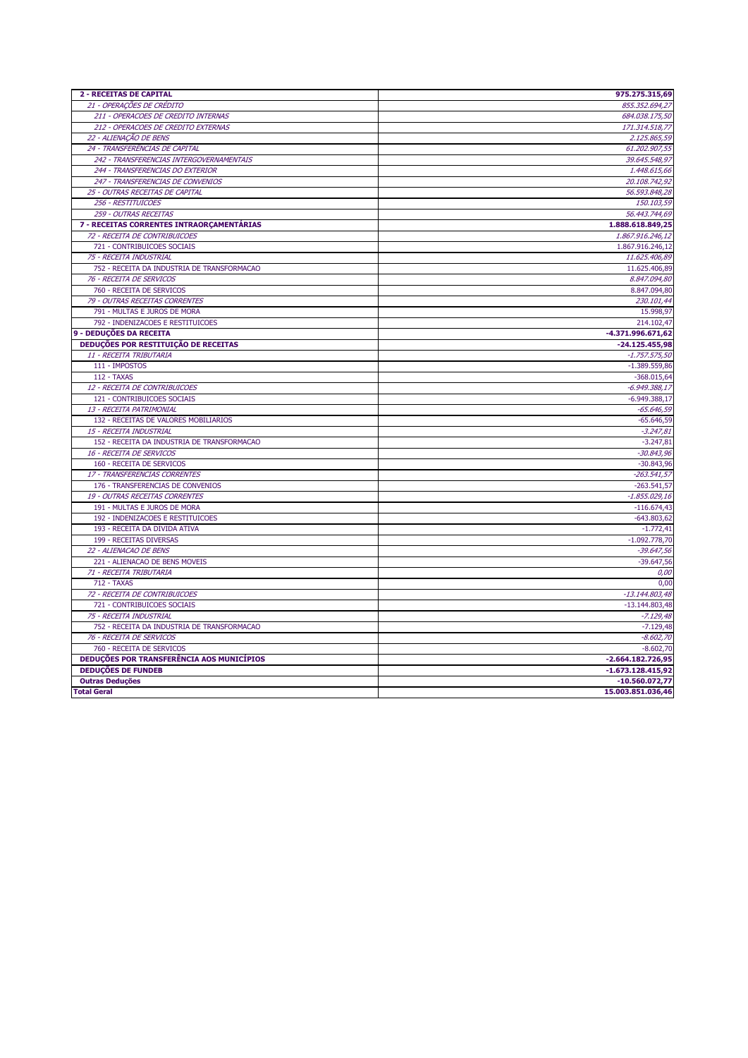| | |
|---|---|
| **2 - RECEITAS DE CAPITAL** | **975.275.315,69** |
| *21 - OPERAÇÕES DE CRÉDITO* | *855.352.694,27* |
| *211 - OPERACOES DE CREDITO INTERNAS* | *684.038.175,50* |
| *212 - OPERACOES DE CREDITO EXTERNAS* | *171.314.518,77* |
| *22 - ALIENAÇÃO DE BENS* | *2.125.865,59* |
| *24 - TRANSFERÊNCIAS DE CAPITAL* | *61.202.907,55* |
| *242 - TRANSFERENCIAS INTERGOVERNAMENTAIS* | *39.645.548,97* |
| *244 - TRANSFERENCIAS DO EXTERIOR* | *1.448.615,66* |
| *247 - TRANSFERENCIAS DE CONVENIOS* | *20.108.742,92* |
| *25 - OUTRAS RECEITAS DE CAPITAL* | *56.593.848,28* |
| *256 - RESTITUICOES* | *150.103,59* |
| *259 - OUTRAS RECEITAS* | *56.443.744,69* |
| **7 - RECEITAS CORRENTES INTRAORÇAMENTÁRIAS** | **1.888.618.849,25** |
| *72 - RECEITA DE CONTRIBUICOES* | *1.867.916.246,12* |
| 721 - CONTRIBUICOES SOCIAIS | 1.867.916.246,12 |
| *75 - RECEITA INDUSTRIAL* | *11.625.406,89* |
| 752 - RECEITA DA INDUSTRIA DE TRANSFORMACAO | 11.625.406,89 |
| *76 - RECEITA DE SERVICOS* | *8.847.094,80* |
| 760 - RECEITA DE SERVICOS | 8.847.094,80 |
| *79 - OUTRAS RECEITAS CORRENTES* | *230.101,44* |
| 791 - MULTAS E JUROS DE MORA | 15.998,97 |
| 792 - INDENIZACOES E RESTITUICOES | 214.102,47 |
| **9 - DEDUÇÕES DA RECEITA** | **-4.371.996.671,62** |
| **DEDUÇÕES POR RESTITUIÇÃO DE RECEITAS** | **-24.125.455,98** |
| *11 - RECEITA TRIBUTARIA* | *-1.757.575,50* |
| 111 - IMPOSTOS | -1.389.559,86 |
| 112 - TAXAS | -368.015,64 |
| *12 - RECEITA DE CONTRIBUICOES* | *-6.949.388,17* |
| 121 - CONTRIBUICOES SOCIAIS | -6.949.388,17 |
| *13 - RECEITA PATRIMONIAL* | *-65.646,59* |
| 132 - RECEITAS DE VALORES MOBILIARIOS | -65.646,59 |
| *15 - RECEITA INDUSTRIAL* | *-3.247,81* |
| 152 - RECEITA DA INDUSTRIA DE TRANSFORMACAO | -3.247,81 |
| *16 - RECEITA DE SERVICOS* | *-30.843,96* |
| 160 - RECEITA DE SERVICOS | -30.843,96 |
| *17 - TRANSFERENCIAS CORRENTES* | *-263.541,57* |
| 176 - TRANSFERENCIAS DE CONVENIOS | -263.541,57 |
| *19 - OUTRAS RECEITAS CORRENTES* | *-1.855.029,16* |
| 191 - MULTAS E JUROS DE MORA | -116.674,43 |
| 192 - INDENIZACOES E RESTITUICOES | -643.803,62 |
| 193 - RECEITA DA DIVIDA ATIVA | -1.772,41 |
| 199 - RECEITAS DIVERSAS | -1.092.778,70 |
| *22 - ALIENACAO DE BENS* | *-39.647,56* |
| 221 - ALIENACAO DE BENS MOVEIS | -39.647,56 |
| *71 - RECEITA TRIBUTARIA* | *0,00* |
| 712 - TAXAS | 0,00 |
| *72 - RECEITA DE CONTRIBUICOES* | *-13.144.803,48* |
| 721 - CONTRIBUICOES SOCIAIS | -13.144.803,48 |
| *75 - RECEITA INDUSTRIAL* | *-7.129,48* |
| 752 - RECEITA DA INDUSTRIA DE TRANSFORMACAO | -7.129,48 |
| *76 - RECEITA DE SERVICOS* | *-8.602,70* |
| 760 - RECEITA DE SERVICOS | -8.602,70 |
| **DEDUÇÕES POR TRANSFERÊNCIA AOS MUNICÍPIOS** | **-2.664.182.726,95** |
| **DEDUÇÕES DE FUNDEB** | **-1.673.128.415,92** |
| **Outras Deduções** | **-10.560.072,77** |
| **Total Geral** | **15.003.851.036,46** |